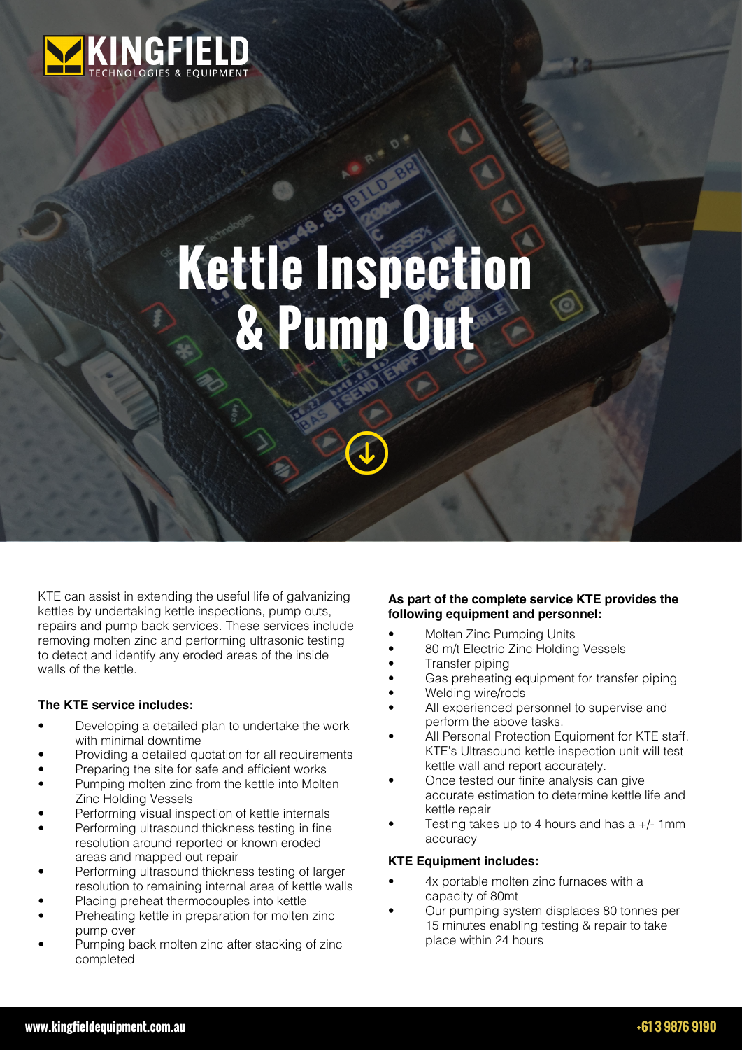# Kettle Inspection & Pump Out

KTE can assist in extending the useful life of galvanizing kettles by undertaking kettle inspections, pump outs, repairs and pump back services. These services include removing molten zinc and performing ultrasonic testing to detect and identify any eroded areas of the inside walls of the kettle.

**The KTE service includes:**

- Developing a detailed plan to undertake the work with minimal downtime
- Providing a detailed quotation for all requirements
- Preparing the site for safe and efficient works
- Pumping molten zinc from the kettle into Molten Zinc Holding Vessels
- Performing visual inspection of kettle internals
- Performing ultrasound thickness testing in fine resolution around reported or known eroded areas and mapped out repair
- Performing ultrasound thickness testing of larger resolution to remaining internal area of kettle walls
- Placing preheat thermocouples into kettle
- Preheating kettle in preparation for molten zinc pump over
- Pumping back molten zinc after stacking of zinc completed

**As part of the complete service KTE provides the following equipment and personnel:**

- Molten Zinc Pumping Units
- 80 m/t Electric Zinc Holding Vessels
- Transfer piping
- Gas preheating equipment for transfer piping
- Welding wire/rods
- All experienced personnel to supervise and perform the above tasks.
- All Personal Protection Equipment for KTE staff. KTE's Ultrasound kettle inspection unit will test kettle wall and report accurately.
- Once tested our finite analysis can give accurate estimation to determine kettle life and kettle repair
- Testing takes up to 4 hours and has a +/- 1mm accuracy

**KTE Equipment includes:**

- 4x portable molten zinc furnaces with a capacity of 80mt
- Our pumping system displaces 80 tonnes per 15 minutes enabling testing & repair to take place within 24 hours

www.kingfieldequipment.com.au

+61 3 9876 9190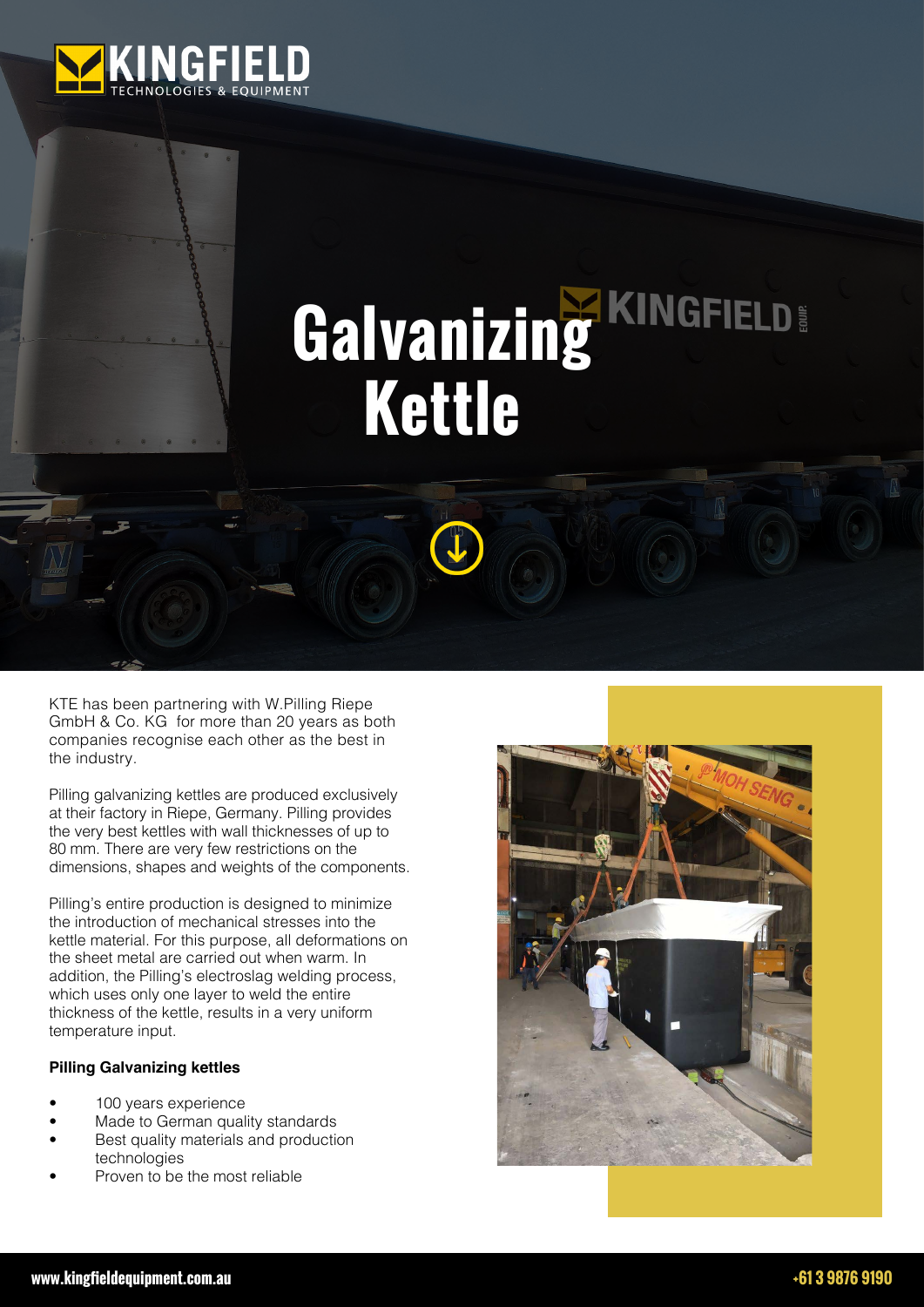# Galvanizing Kettle

KTE has been partnering with W.Pilling Riepe GmbH & Co. KG for more than 20 years as both companies recognise each other as the best in the industry.

Pilling galvanizing kettles are produced exclusively at their factory in Riepe, Germany. Pilling provides the very best kettles with wall thicknesses of up to 80 mm. There are very few restrictions on the dimensions, shapes and weights of the components.

Pilling's entire production is designed to minimize the introduction of mechanical stresses into the kettle material. For this purpose, all deformations on the sheet metal are carried out when warm. In addition, the Pilling's electroslag welding process, which uses only one layer to weld the entire thickness of the kettle, results in a very uniform temperature input.

**Pilling Galvanizing kettles**

- 100 years experience
- Made to German quality standards
- Best quality materials and production technologies
- Proven to be the most reliable

www.kingfieldequipment.com.au

+61 3 9876 9190